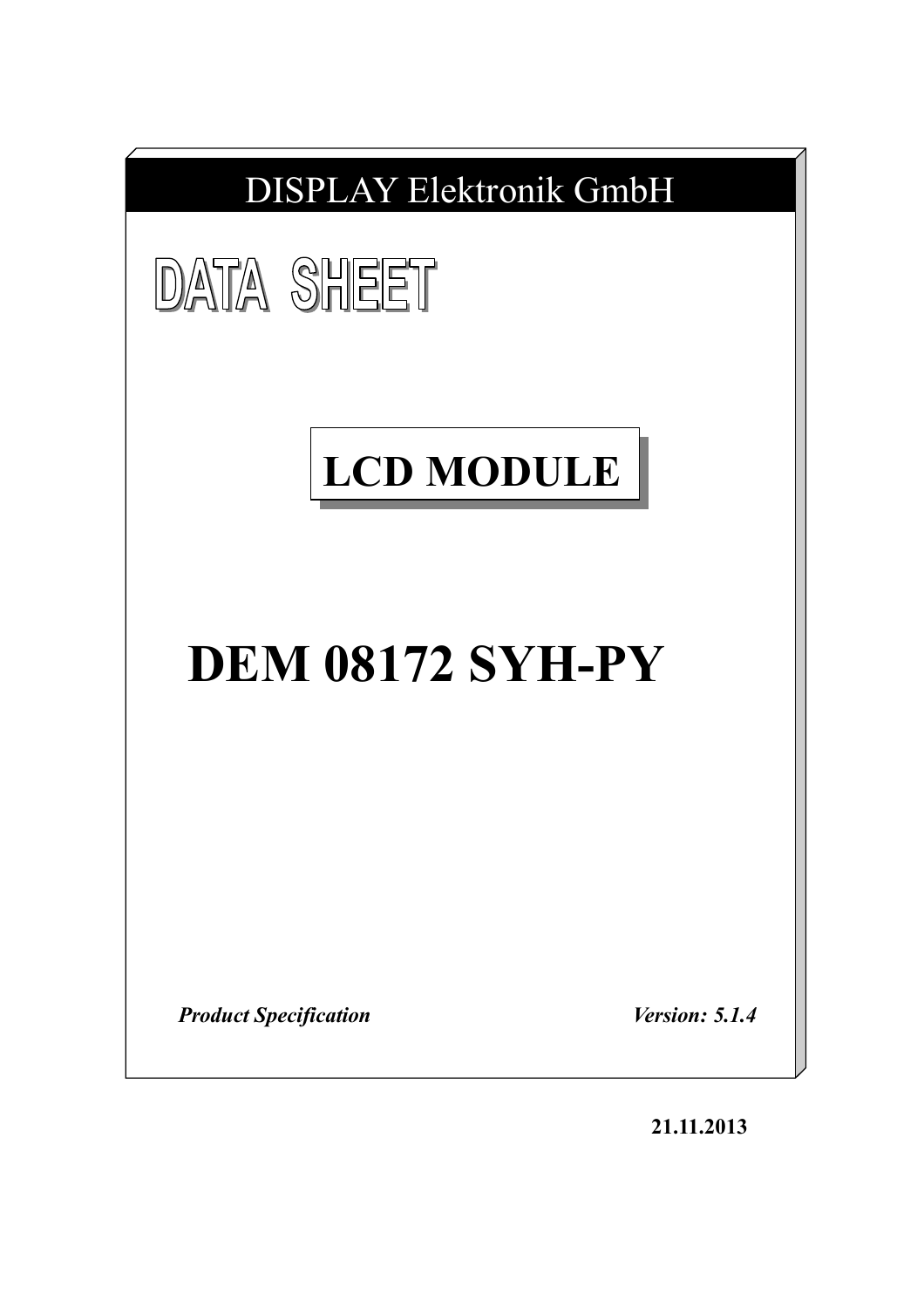DISPLAY Elektronik GmbH

# DATA SHEET

## LCD MODULE

# DEM 08172 SYH-PY

***Product Specification*** ***Version: 5.1.4***

**21.11.2013**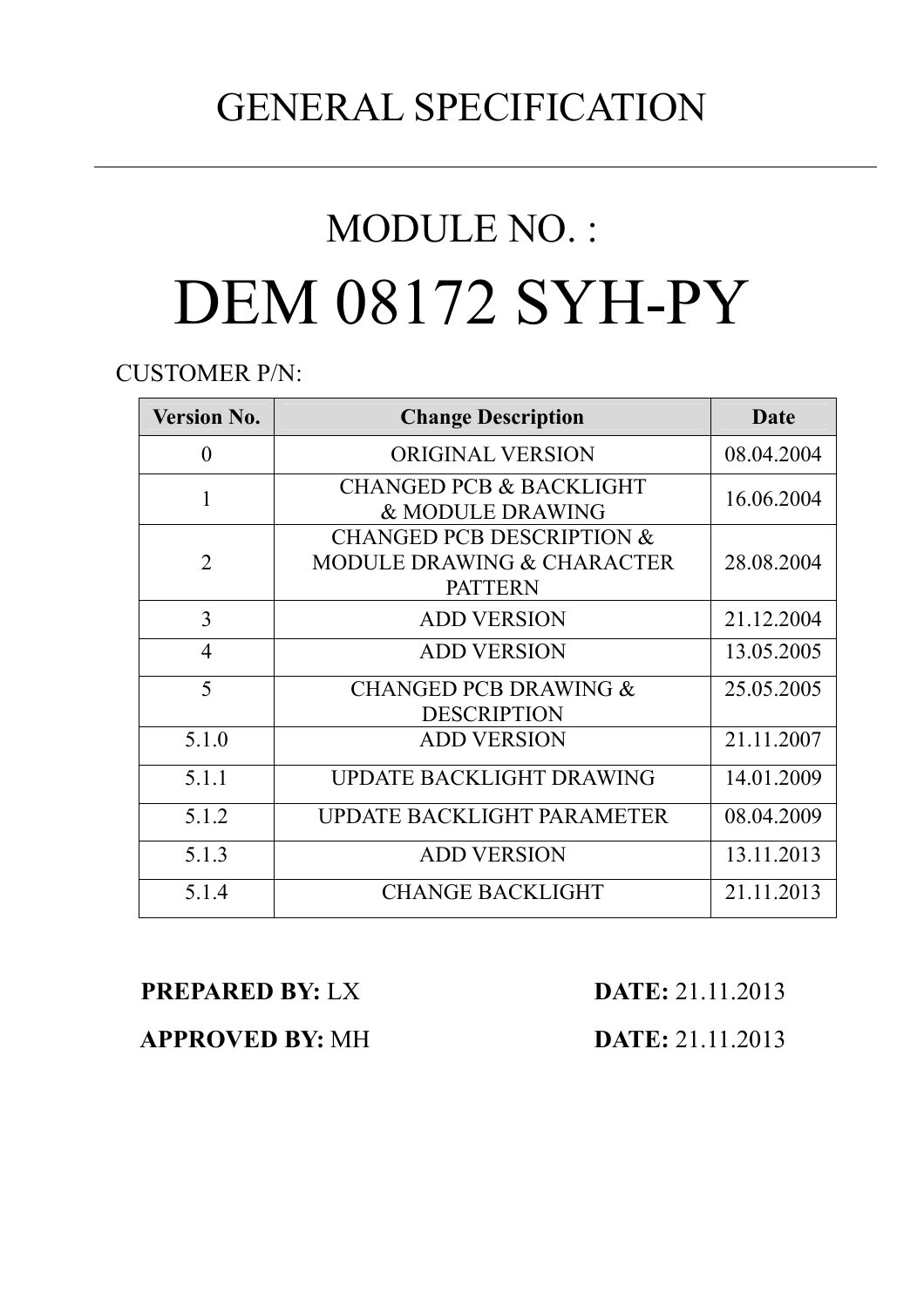# GENERAL SPECIFICATION

---

## MODULE NO. :

# DEM 08172 SYH-PY

CUSTOMER P/N:

| Version No. | Change Description | Date |
|---|---|---|
| 0 | ORIGINAL VERSION | 08.04.2004 |
| 1 | CHANGED PCB & BACKLIGHT & MODULE DRAWING | 16.06.2004 |
| 2 | CHANGED PCB DESCRIPTION & MODULE DRAWING & CHARACTER PATTERN | 28.08.2004 |
| 3 | ADD VERSION | 21.12.2004 |
| 4 | ADD VERSION | 13.05.2005 |
| 5 | CHANGED PCB DRAWING & DESCRIPTION | 25.05.2005 |
| 5.1.0 | ADD VERSION | 21.11.2007 |
| 5.1.1 | UPDATE BACKLIGHT DRAWING | 14.01.2009 |
| 5.1.2 | UPDATE BACKLIGHT PARAMETER | 08.04.2009 |
| 5.1.3 | ADD VERSION | 13.11.2013 |
| 5.1.4 | CHANGE BACKLIGHT | 21.11.2013 |

**PREPARED BY:** LX **DATE:** 21.11.2013

**APPROVED BY:** MH **DATE:** 21.11.2013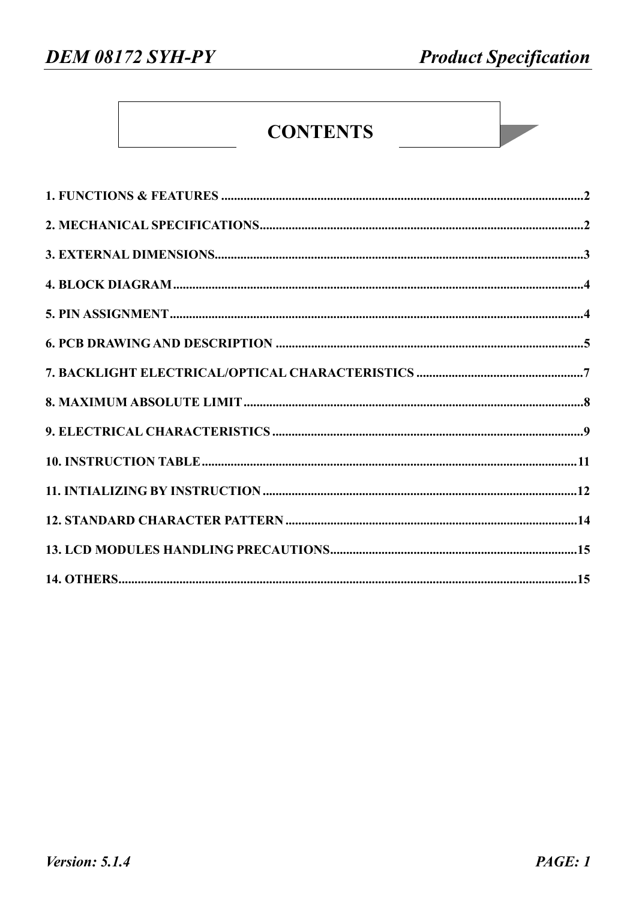# CONTENTS

1. FUNCTIONS & FEATURES ..........2
2. MECHANICAL SPECIFICATIONS..........2
3. EXTERNAL DIMENSIONS..........3
4. BLOCK DIAGRAM..........4
5. PIN ASSIGNMENT..........4
6. PCB DRAWING AND DESCRIPTION ..........5
7. BACKLIGHT ELECTRICAL/OPTICAL CHARACTERISTICS ..........7
8. MAXIMUM ABSOLUTE LIMIT..........8
9. ELECTRICAL CHARACTERISTICS ..........9
10. INSTRUCTION TABLE..........11
11. INTIALIZING BY INSTRUCTION ..........12
12. STANDARD CHARACTER PATTERN ..........14
13. LCD MODULES HANDLING PRECAUTIONS..........15
14. OTHERS..........15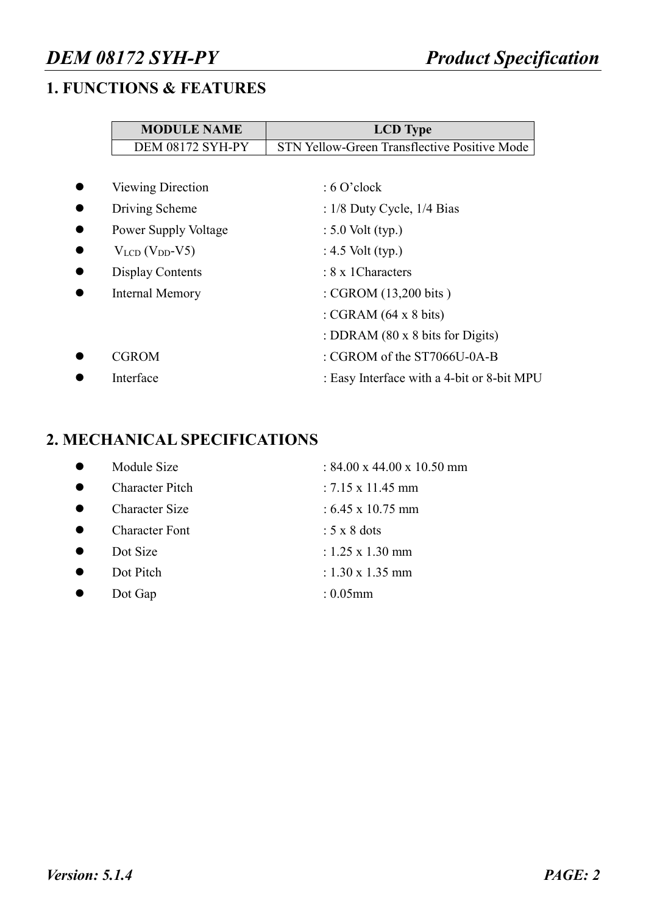## 1. FUNCTIONS & FEATURES

| MODULE NAME | LCD Type |
|---|---|
| DEM 08172 SYH-PY | STN Yellow-Green Transflective Positive Mode |

- Viewing Direction : 6 O'clock
- Driving Scheme : 1/8 Duty Cycle, 1/4 Bias
- Power Supply Voltage : 5.0 Volt (typ.)
- $V_{LCD}$ ($V_{DD}$-V5) : 4.5 Volt (typ.)
- Display Contents : 8 x 1Characters
- Internal Memory : CGROM (13,200 bits )
  : CGRAM (64 x 8 bits)
  : DDRAM (80 x 8 bits for Digits)
- CGROM : CGROM of the ST7066U-0A-B
- Interface : Easy Interface with a 4-bit or 8-bit MPU

## 2. MECHANICAL SPECIFICATIONS

- Module Size : 84.00 x 44.00 x 10.50 mm
- Character Pitch : 7.15 x 11.45 mm
- Character Size : 6.45 x 10.75 mm
- Character Font : 5 x 8 dots
- Dot Size : 1.25 x 1.30 mm
- Dot Pitch : 1.30 x 1.35 mm
- Dot Gap : 0.05mm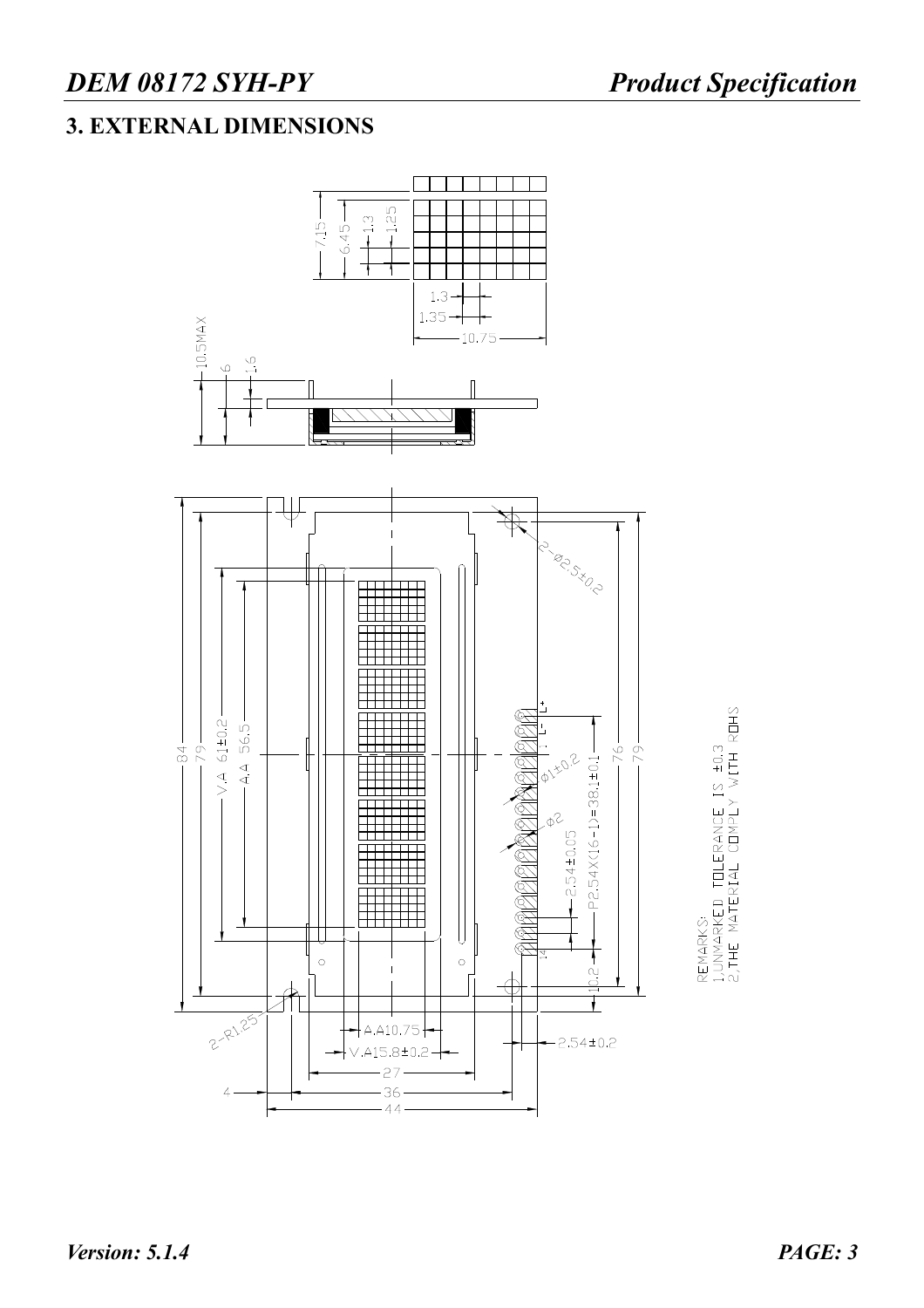## 3. EXTERNAL DIMENSIONS

REMARKS:
1.UNMARKED TOLERANCE IS ±0.3
2.THE MATERIAL COMPLY WITH ROHS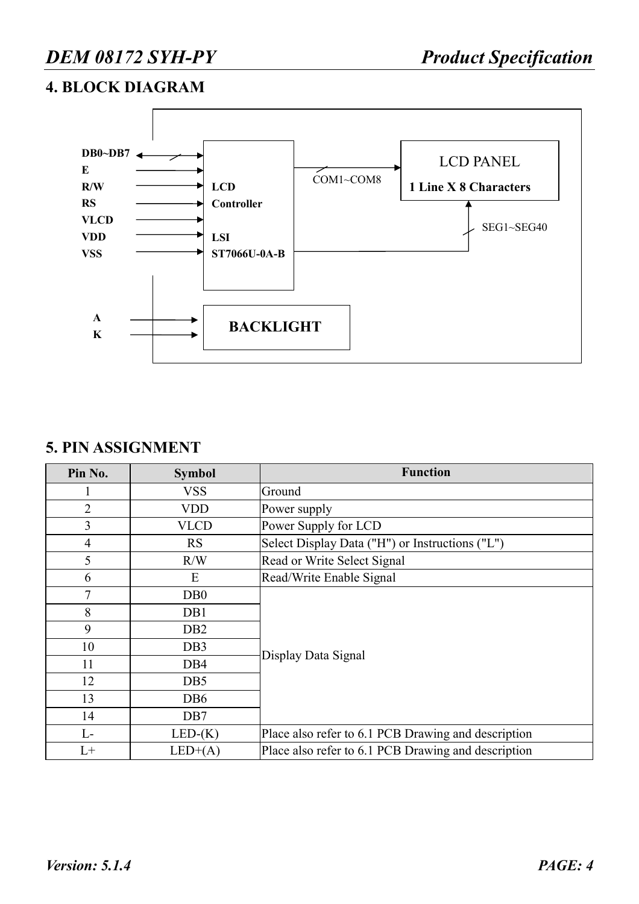## 4. BLOCK DIAGRAM

DB0~DB7
E
R/W
RS
VLCD
VDD
VSS

LCD Controller

LSI ST7066U-0A-B

COM1~COM8

LCD PANEL

1 Line X 8 Characters

SEG1~SEG40

A
K

BACKLIGHT

## 5. PIN ASSIGNMENT

| Pin No. | Symbol | Function |
|---|---|---|
| 1 | VSS | Ground |
| 2 | VDD | Power supply |
| 3 | VLCD | Power Supply for LCD |
| 4 | RS | Select Display Data ("H") or Instructions ("L") |
| 5 | R/W | Read or Write Select Signal |
| 6 | E | Read/Write Enable Signal |
| 7 | DB0 | Display Data Signal |
| 8 | DB1 | |
| 9 | DB2 | |
| 10 | DB3 | |
| 11 | DB4 | |
| 12 | DB5 | |
| 13 | DB6 | |
| 14 | DB7 | |
| L- | LED-(K) | Place also refer to 6.1 PCB Drawing and description |
| L+ | LED+(A) | Place also refer to 6.1 PCB Drawing and description |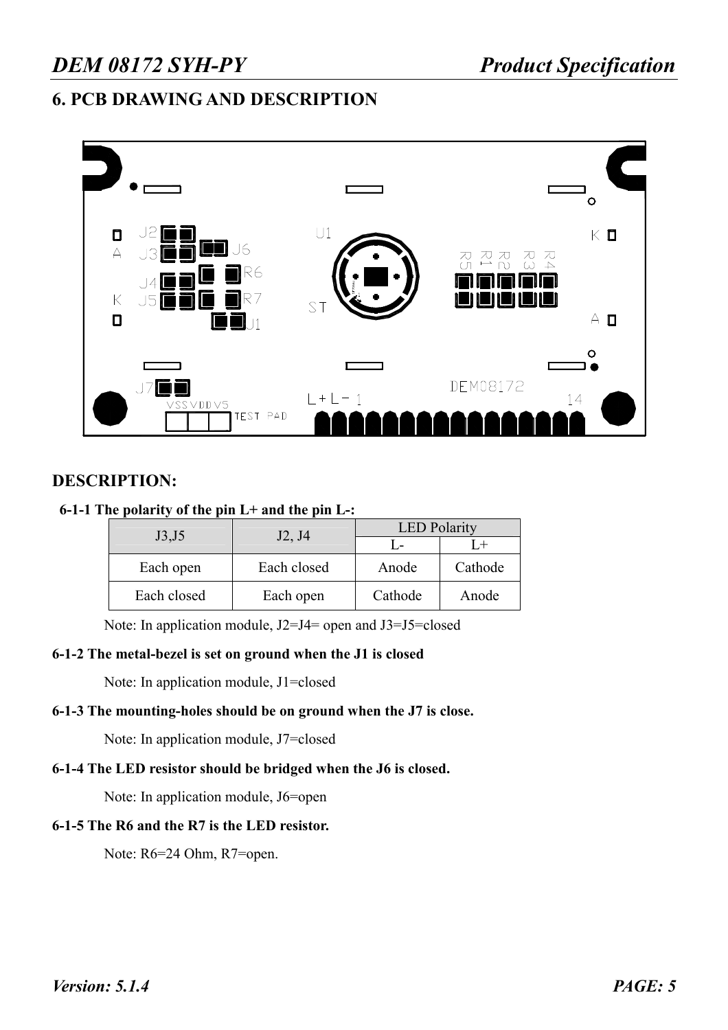# 6. PCB DRAWING AND DESCRIPTION

## DESCRIPTION:

**6-1-1 The polarity of the pin L+ and the pin L-:**

| J3,J5 | J2, J4 | LED Polarity | |
|---|---|---|---|
| | | L- | L+ |
| Each open | Each closed | Anode | Cathode |
| Each closed | Each open | Cathode | Anode |

Note: In application module, J2=J4= open and J3=J5=closed

**6-1-2 The metal-bezel is set on ground when the J1 is closed**

Note: In application module, J1=closed

**6-1-3 The mounting-holes should be on ground when the J7 is close.**

Note: In application module, J7=closed

**6-1-4 The LED resistor should be bridged when the J6 is closed.**

Note: In application module, J6=open

**6-1-5 The R6 and the R7 is the LED resistor.**

Note: R6=24 Ohm, R7=open.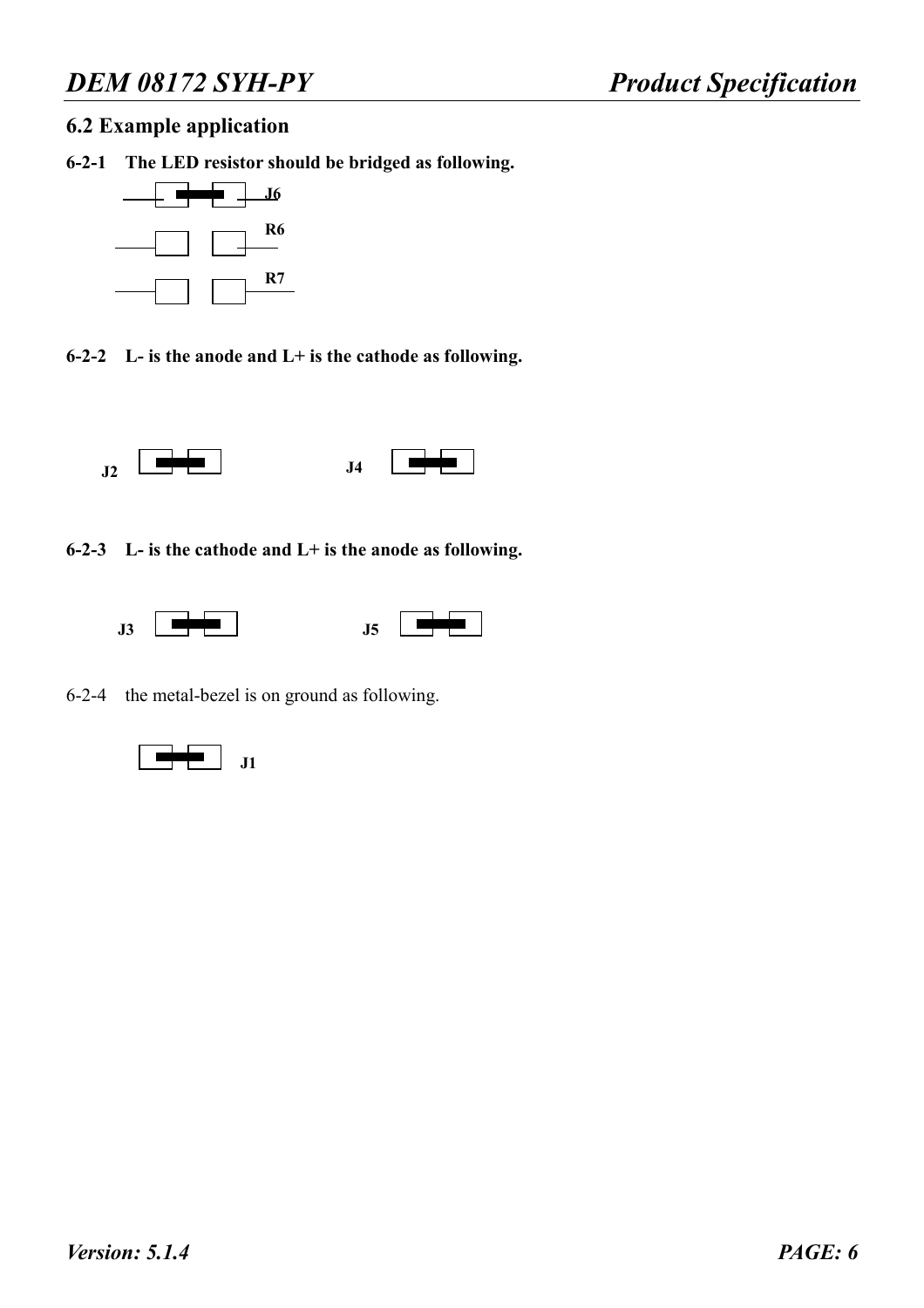## 6.2 Example application

**6-2-1 The LED resistor should be bridged as following.**

J6

R6

R7

**6-2-2 L- is the anode and L+ is the cathode as following.**

J2 J4

**6-2-3 L- is the cathode and L+ is the anode as following.**

J3 J5

6-2-4 the metal-bezel is on ground as following.

J1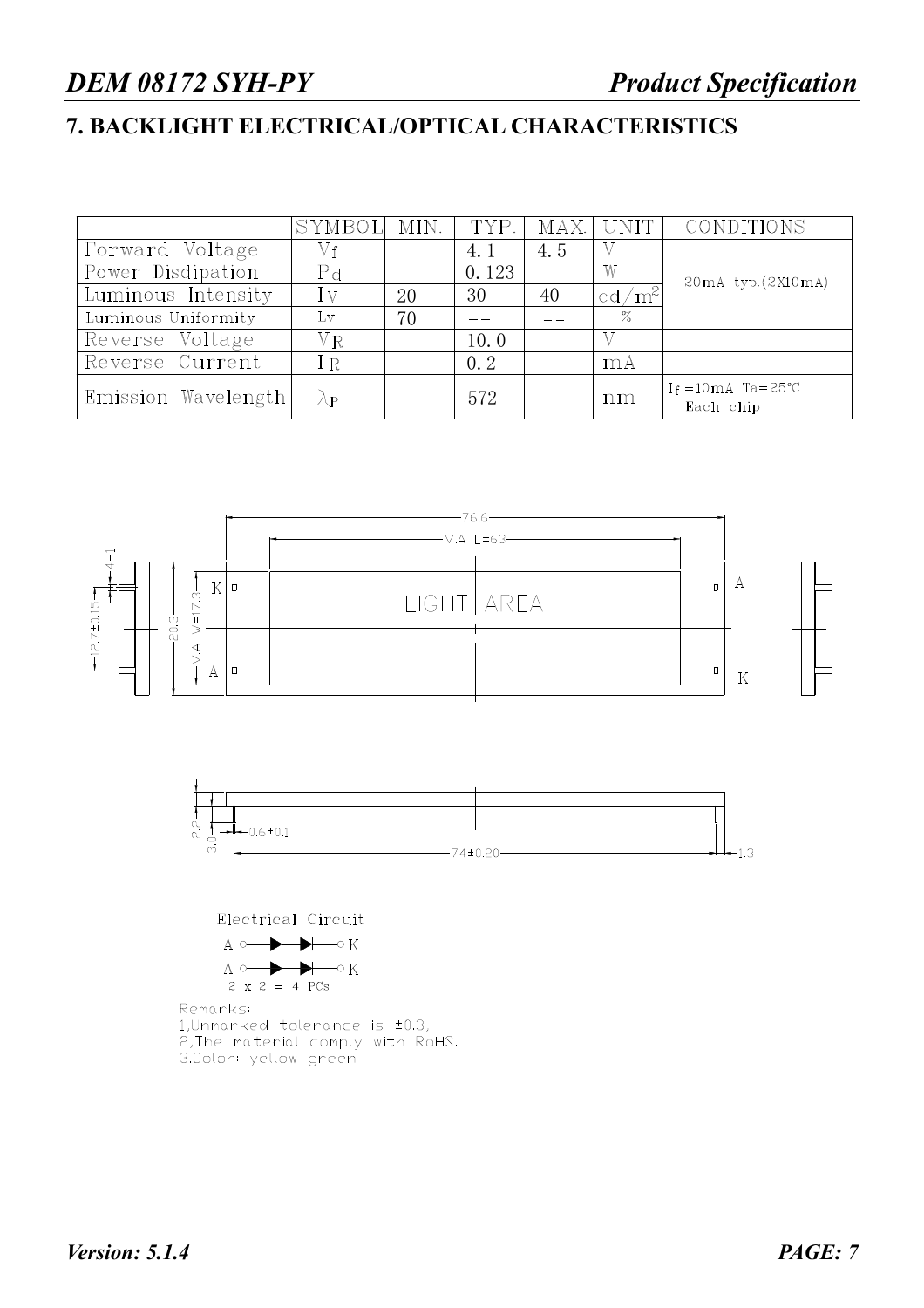## 7. BACKLIGHT ELECTRICAL/OPTICAL CHARACTERISTICS

| | SYMBOL | MIN. | TYP. | MAX. | UNIT | CONDITIONS |
|---|---|---|---|---|---|---|
| Forward Voltage | $V_f$ | | 4.1 | 4.5 | V | 20mA typ.(2X10mA) |
| Power Disdipation | $P_d$ | | 0.123 | | W | |
| Luminous Intensity | $I_V$ | 20 | 30 | 40 | $cd/m^2$ | |
| Luminous Uniformity | Lv | 70 | -- | -- | % | |
| Reverse Voltage | $V_R$ | | 10.0 | | V | |
| Reverse Current | $I_R$ | | 0.2 | | mA | |
| Emission Wavelength | $\lambda_P$ | | 572 | | nm | $I_f$ =10mA Ta=25°C Each chip |

76.6

V.A L=63

LIGHT AREA

K A A K

4-1

12.7±0.15

20.3

V.A W=17.3

2.2

3.0

0.6±0.1

74±0.20

1.3

Electrical Circuit

A ○—▶|—▶|—○ K

A ○—▶|—▶|—○ K

2 x 2 = 4 PCs

Remarks:

1,Unmarked tolerance is ±0.3,

2,The material comply with RoHS.

3.Color: yellow green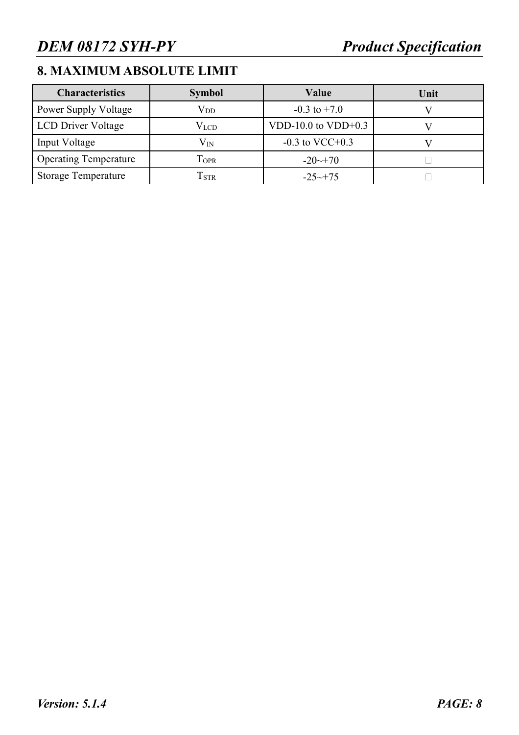## 8. MAXIMUM ABSOLUTE LIMIT

| Characteristics | Symbol | Value | Unit |
|---|---|---|---|
| Power Supply Voltage | $V_{DD}$ | -0.3 to +7.0 | V |
| LCD Driver Voltage | $V_{LCD}$ | VDD-10.0 to VDD+0.3 | V |
| Input Voltage | $V_{IN}$ | -0.3 to VCC+0.3 | V |
| Operating Temperature | $T_{OPR}$ | -20~+70 | ℃ |
| Storage Temperature | $T_{STR}$ | -25~+75 | ℃ |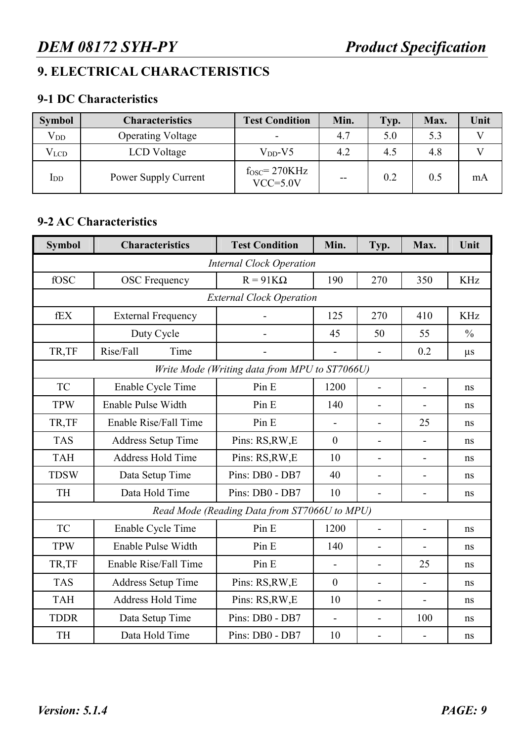## 9. ELECTRICAL CHARACTERISTICS

### 9-1 DC Characteristics

| Symbol | Characteristics | Test Condition | Min. | Typ. | Max. | Unit |
|---|---|---|---|---|---|---|
| $V_{DD}$ | Operating Voltage | - | 4.7 | 5.0 | 5.3 | V |
| $V_{LCD}$ | LCD Voltage | $V_{DD}$-V5 | 4.2 | 4.5 | 4.8 | V |
| $I_{DD}$ | Power Supply Current | $f_{OSC}$= 270KHz VCC=5.0V | -- | 0.2 | 0.5 | mA |

### 9-2 AC Characteristics

| Symbol | Characteristics | Test Condition | Min. | Typ. | Max. | Unit |
|---|---|---|---|---|---|---|
| *Internal Clock Operation* | | | | | | |
| fOSC | OSC Frequency | R = 91KΩ | 190 | 270 | 350 | KHz |
| *External Clock Operation* | | | | | | |
| fEX | External Frequency | - | 125 | 270 | 410 | KHz |
| | Duty Cycle | - | 45 | 50 | 55 | % |
| TR,TF | Rise/Fall Time | - | - | - | 0.2 | μs |
| *Write Mode (Writing data from MPU to ST7066U)* | | | | | | |
| TC | Enable Cycle Time | Pin E | 1200 | - | - | ns |
| TPW | Enable Pulse Width | Pin E | 140 | - | - | ns |
| TR,TF | Enable Rise/Fall Time | Pin E | - | - | 25 | ns |
| TAS | Address Setup Time | Pins: RS,RW,E | 0 | - | - | ns |
| TAH | Address Hold Time | Pins: RS,RW,E | 10 | - | - | ns |
| TDSW | Data Setup Time | Pins: DB0 - DB7 | 40 | - | - | ns |
| TH | Data Hold Time | Pins: DB0 - DB7 | 10 | - | - | ns |
| *Read Mode (Reading Data from ST7066U to MPU)* | | | | | | |
| TC | Enable Cycle Time | Pin E | 1200 | - | - | ns |
| TPW | Enable Pulse Width | Pin E | 140 | - | - | ns |
| TR,TF | Enable Rise/Fall Time | Pin E | - | - | 25 | ns |
| TAS | Address Setup Time | Pins: RS,RW,E | 0 | - | - | ns |
| TAH | Address Hold Time | Pins: RS,RW,E | 10 | - | - | ns |
| TDDR | Data Setup Time | Pins: DB0 - DB7 | - | - | 100 | ns |
| TH | Data Hold Time | Pins: DB0 - DB7 | 10 | - | - | ns |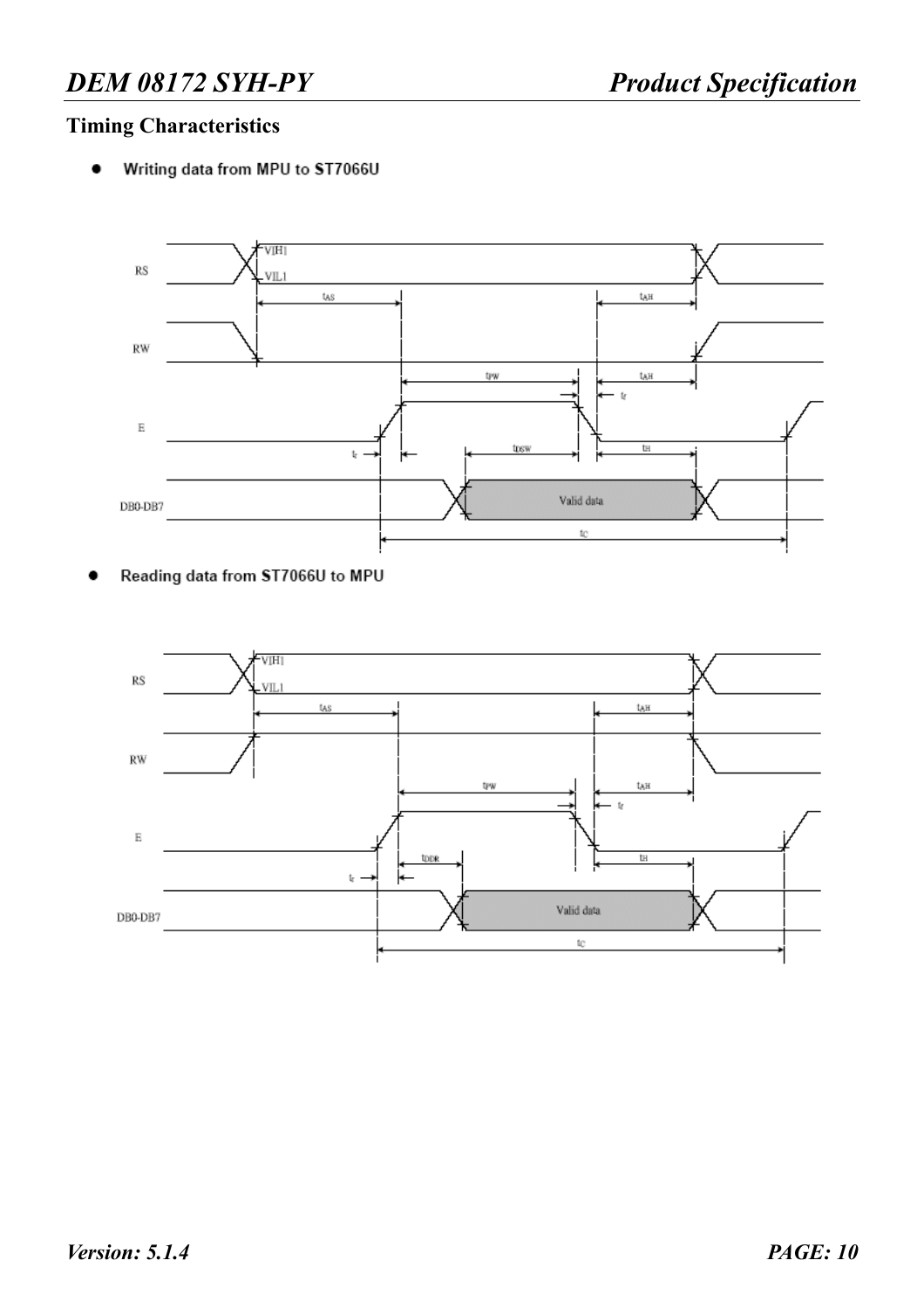## Timing Characteristics

- Writing data from MPU to ST7066U

- Reading data from ST7066U to MPU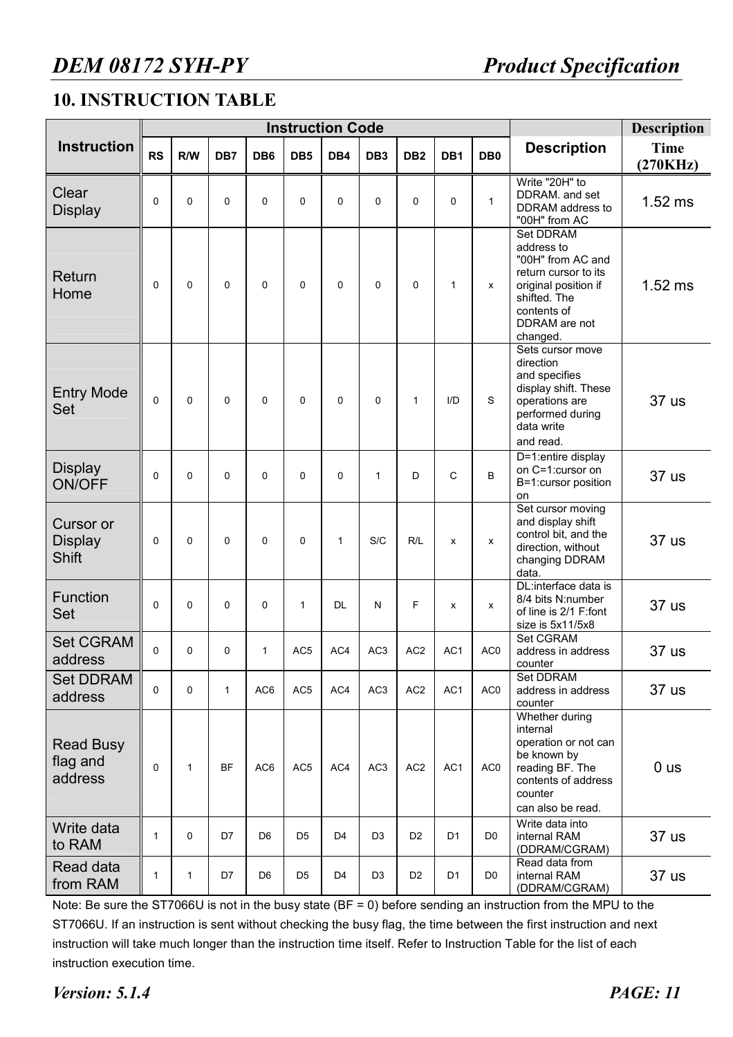## 10. INSTRUCTION TABLE

| Instruction | Instruction Code | | | | | | | | | | Description | Description Time (270KHz) |
|---|---|---|---|---|---|---|---|---|---|---|---|---|
| | RS | R/W | DB7 | DB6 | DB5 | DB4 | DB3 | DB2 | DB1 | DB0 | | |
| Clear Display | 0 | 0 | 0 | 0 | 0 | 0 | 0 | 0 | 0 | 1 | Write "20H" to DDRAM. and set DDRAM address to "00H" from AC | 1.52 ms |
| Return Home | 0 | 0 | 0 | 0 | 0 | 0 | 0 | 0 | 1 | x | Set DDRAM address to "00H" from AC and return cursor to its original position if shifted. The contents of DDRAM are not changed. | 1.52 ms |
| Entry Mode Set | 0 | 0 | 0 | 0 | 0 | 0 | 0 | 1 | I/D | S | Sets cursor move direction and specifies display shift. These operations are performed during data write and read. | 37 us |
| Display ON/OFF | 0 | 0 | 0 | 0 | 0 | 0 | 1 | D | C | B | D=1:entire display on C=1:cursor on B=1:cursor position on | 37 us |
| Cursor or Display Shift | 0 | 0 | 0 | 0 | 0 | 1 | S/C | R/L | x | x | Set cursor moving and display shift control bit, and the direction, without changing DDRAM data. | 37 us |
| Function Set | 0 | 0 | 0 | 0 | 1 | DL | N | F | x | x | DL:interface data is 8/4 bits N:number of line is 2/1 F:font size is 5x11/5x8 | 37 us |
| Set CGRAM address | 0 | 0 | 0 | 1 | AC5 | AC4 | AC3 | AC2 | AC1 | AC0 | Set CGRAM address in address counter | 37 us |
| Set DDRAM address | 0 | 0 | 1 | AC6 | AC5 | AC4 | AC3 | AC2 | AC1 | AC0 | Set DDRAM address in address counter | 37 us |
| Read Busy flag and address | 0 | 1 | BF | AC6 | AC5 | AC4 | AC3 | AC2 | AC1 | AC0 | Whether during internal operation or not can be known by reading BF. The contents of address counter can also be read. | 0 us |
| Write data to RAM | 1 | 0 | D7 | D6 | D5 | D4 | D3 | D2 | D1 | D0 | Write data into internal RAM (DDRAM/CGRAM) | 37 us |
| Read data from RAM | 1 | 1 | D7 | D6 | D5 | D4 | D3 | D2 | D1 | D0 | Read data from internal RAM (DDRAM/CGRAM) | 37 us |

Note: Be sure the ST7066U is not in the busy state (BF = 0) before sending an instruction from the MPU to the ST7066U. If an instruction is sent without checking the busy flag, the time between the first instruction and next instruction will take much longer than the instruction time itself. Refer to Instruction Table for the list of each instruction execution time.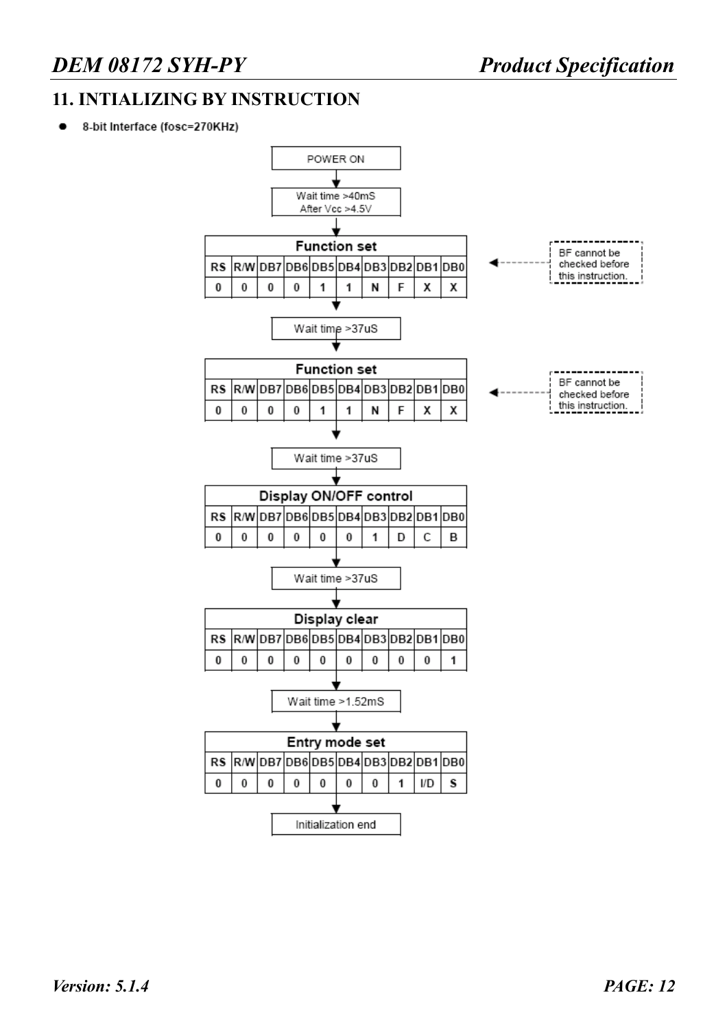## 11. INTIALIZING BY INSTRUCTION

- 8-bit Interface (fosc=270KHz)

POWER ON

↓

Wait time >40mS
After Vcc >4.5V

↓

**Function set** (BF cannot be checked before this instruction.)

| RS | R/W | DB7 | DB6 | DB5 | DB4 | DB3 | DB2 | DB1 | DB0 |
|---|---|---|---|---|---|---|---|---|---|
| 0 | 0 | 0 | 0 | 1 | 1 | N | F | X | X |

↓

Wait time >37uS

↓

**Function set** (BF cannot be checked before this instruction.)

| RS | R/W | DB7 | DB6 | DB5 | DB4 | DB3 | DB2 | DB1 | DB0 |
|---|---|---|---|---|---|---|---|---|---|
| 0 | 0 | 0 | 0 | 1 | 1 | N | F | X | X |

↓

Wait time >37uS

↓

**Display ON/OFF control**

| RS | R/W | DB7 | DB6 | DB5 | DB4 | DB3 | DB2 | DB1 | DB0 |
|---|---|---|---|---|---|---|---|---|---|
| 0 | 0 | 0 | 0 | 0 | 0 | 1 | D | C | B |

↓

Wait time >37uS

↓

**Display clear**

| RS | R/W | DB7 | DB6 | DB5 | DB4 | DB3 | DB2 | DB1 | DB0 |
|---|---|---|---|---|---|---|---|---|---|
| 0 | 0 | 0 | 0 | 0 | 0 | 0 | 0 | 0 | 1 |

↓

Wait time >1.52mS

↓

**Entry mode set**

| RS | R/W | DB7 | DB6 | DB5 | DB4 | DB3 | DB2 | DB1 | DB0 |
|---|---|---|---|---|---|---|---|---|---|
| 0 | 0 | 0 | 0 | 0 | 0 | 0 | 1 | I/D | S |

↓

Initialization end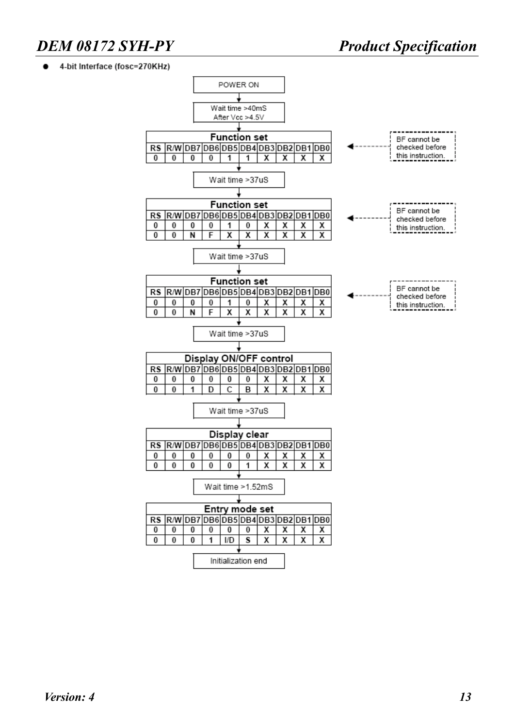- **4-bit Interface (fosc=270KHz)**

POWER ON

↓

Wait time >40mS
After Vcc >4.5V

↓

**Function set** (BF cannot be checked before this instruction.)

| RS | R/W | DB7 | DB6 | DB5 | DB4 | DB3 | DB2 | DB1 | DB0 |
|---|---|---|---|---|---|---|---|---|---|
| 0 | 0 | 0 | 0 | 1 | 1 | X | X | X | X |

↓

Wait time >37uS

↓

**Function set** (BF cannot be checked before this instruction.)

| RS | R/W | DB7 | DB6 | DB5 | DB4 | DB3 | DB2 | DB1 | DB0 |
|---|---|---|---|---|---|---|---|---|---|
| 0 | 0 | 0 | 0 | 1 | 0 | X | X | X | X |
| 0 | 0 | N | F | X | X | X | X | X | X |

↓

Wait time >37uS

↓

**Function set** (BF cannot be checked before this instruction.)

| RS | R/W | DB7 | DB6 | DB5 | DB4 | DB3 | DB2 | DB1 | DB0 |
|---|---|---|---|---|---|---|---|---|---|
| 0 | 0 | 0 | 0 | 1 | 0 | X | X | X | X |
| 0 | 0 | N | F | X | X | X | X | X | X |

↓

Wait time >37uS

↓

**Display ON/OFF control**

| RS | R/W | DB7 | DB6 | DB5 | DB4 | DB3 | DB2 | DB1 | DB0 |
|---|---|---|---|---|---|---|---|---|---|
| 0 | 0 | 0 | 0 | 0 | 0 | X | X | X | X |
| 0 | 0 | 1 | D | C | B | X | X | X | X |

↓

Wait time >37uS

↓

**Display clear**

| RS | R/W | DB7 | DB6 | DB5 | DB4 | DB3 | DB2 | DB1 | DB0 |
|---|---|---|---|---|---|---|---|---|---|
| 0 | 0 | 0 | 0 | 0 | 0 | X | X | X | X |
| 0 | 0 | 0 | 0 | 0 | 1 | X | X | X | X |

↓

Wait time >1.52mS

↓

**Entry mode set**

| RS | R/W | DB7 | DB6 | DB5 | DB4 | DB3 | DB2 | DB1 | DB0 |
|---|---|---|---|---|---|---|---|---|---|
| 0 | 0 | 0 | 0 | 0 | 0 | X | X | X | X |
| 0 | 0 | 0 | 1 | I/D | S | X | X | X | X |

↓

Initialization end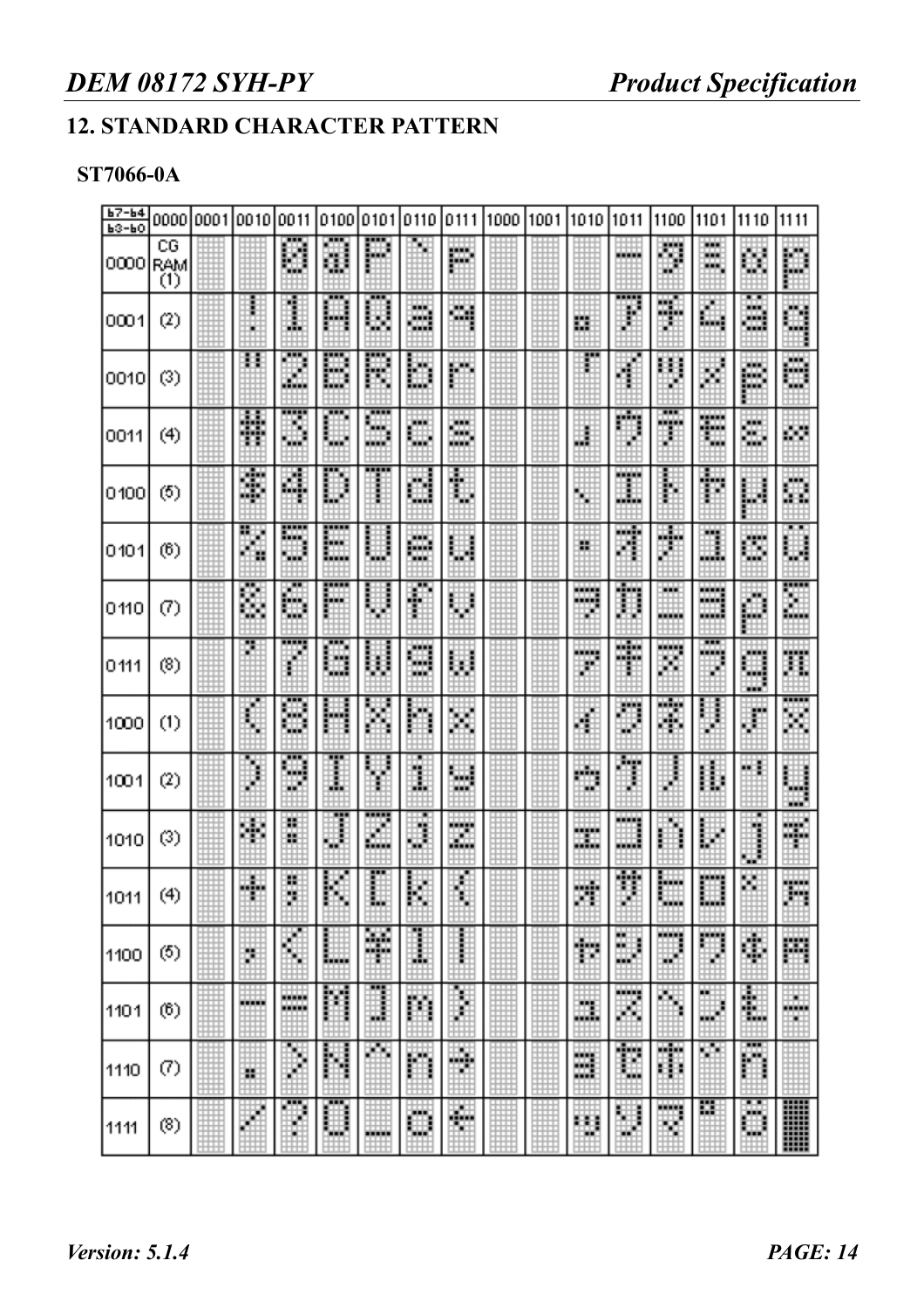## 12. STANDARD CHARACTER PATTERN

**ST7066-0A**

| b7-b4 / b3-b0 | 0000 | 0001 | 0010 | 0011 | 0100 | 0101 | 0110 | 0111 | 1000 | 1001 | 1010 | 1011 | 1100 | 1101 | 1110 | 1111 |
|---|---|---|---|---|---|---|---|---|---|---|---|---|---|---|---|---|
| 0000 | CG RAM (1) | | | 0 | @ | P | ` | p | | | | ー | タ | ミ | α | p |
| 0001 | (2) | | ! | 1 | A | Q | a | q | | | 。 | ア | チ | ム | ä | q |
| 0010 | (3) | | " | 2 | B | R | b | r | | | 「 | イ | ツ | メ | β | θ |
| 0011 | (4) | | # | 3 | C | S | c | s | | | 」 | ウ | テ | モ | ε | ∞ |
| 0100 | (5) | | $ | 4 | D | T | d | t | | | 、 | エ | ト | ヤ | μ | Ω |
| 0101 | (6) | | % | 5 | E | U | e | u | | | ・ | オ | ナ | ユ | σ | ü |
| 0110 | (7) | | & | 6 | F | V | f | v | | | ヲ | カ | ニ | ヨ | ρ | Σ |
| 0111 | (8) | | ' | 7 | G | W | g | w | | | ァ | キ | ヌ | ラ | g | π |
| 1000 | (1) | | ( | 8 | H | X | h | x | | | ィ | ク | ネ | リ | √ | x̄ |
| 1001 | (2) | | ) | 9 | I | Y | i | y | | | ゥ | ケ | ノ | ル | ⁻¹ | y |
| 1010 | (3) | | * | : | J | Z | j | z | | | ェ | コ | ハ | レ | j | 千 |
| 1011 | (4) | | + | ; | K | [ | k | { | | | ォ | サ | ヒ | ロ | × | 万 |
| 1100 | (5) | | , | < | L | ¥ | l | \| | | | ャ | シ | フ | ワ | ¢ | 円 |
| 1101 | (6) | | - | = | M | ] | m | } | | | ュ | ス | ヘ | ン | £ | ÷ |
| 1110 | (7) | | . | > | N | ^ | n | → | | | ョ | セ | ホ | ゛ | ñ | |
| 1111 | (8) | | / | ? | O | _ | o | ← | | | ッ | ソ | マ | ゜ | ö | █ |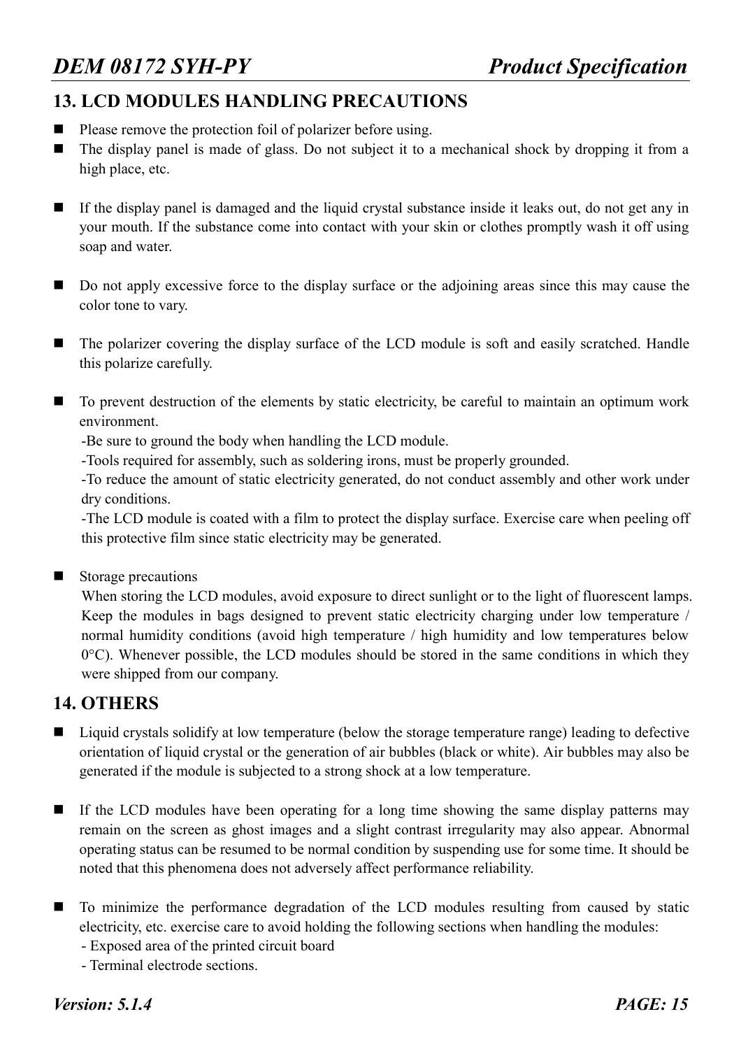## 13. LCD MODULES HANDLING PRECAUTIONS

- Please remove the protection foil of polarizer before using.
- The display panel is made of glass. Do not subject it to a mechanical shock by dropping it from a high place, etc.

- If the display panel is damaged and the liquid crystal substance inside it leaks out, do not get any in your mouth. If the substance come into contact with your skin or clothes promptly wash it off using soap and water.

- Do not apply excessive force to the display surface or the adjoining areas since this may cause the color tone to vary.

- The polarizer covering the display surface of the LCD module is soft and easily scratched. Handle this polarize carefully.

- To prevent destruction of the elements by static electricity, be careful to maintain an optimum work environment.
  -Be sure to ground the body when handling the LCD module.
  -Tools required for assembly, such as soldering irons, must be properly grounded.
  -To reduce the amount of static electricity generated, do not conduct assembly and other work under dry conditions.
  -The LCD module is coated with a film to protect the display surface. Exercise care when peeling off this protective film since static electricity may be generated.

- Storage precautions
  When storing the LCD modules, avoid exposure to direct sunlight or to the light of fluorescent lamps. Keep the modules in bags designed to prevent static electricity charging under low temperature / normal humidity conditions (avoid high temperature / high humidity and low temperatures below 0°C). Whenever possible, the LCD modules should be stored in the same conditions in which they were shipped from our company.

## 14. OTHERS

- Liquid crystals solidify at low temperature (below the storage temperature range) leading to defective orientation of liquid crystal or the generation of air bubbles (black or white). Air bubbles may also be generated if the module is subjected to a strong shock at a low temperature.

- If the LCD modules have been operating for a long time showing the same display patterns may remain on the screen as ghost images and a slight contrast irregularity may also appear. Abnormal operating status can be resumed to be normal condition by suspending use for some time. It should be noted that this phenomena does not adversely affect performance reliability.

- To minimize the performance degradation of the LCD modules resulting from caused by static electricity, etc. exercise care to avoid holding the following sections when handling the modules:
  - Exposed area of the printed circuit board
  - Terminal electrode sections.